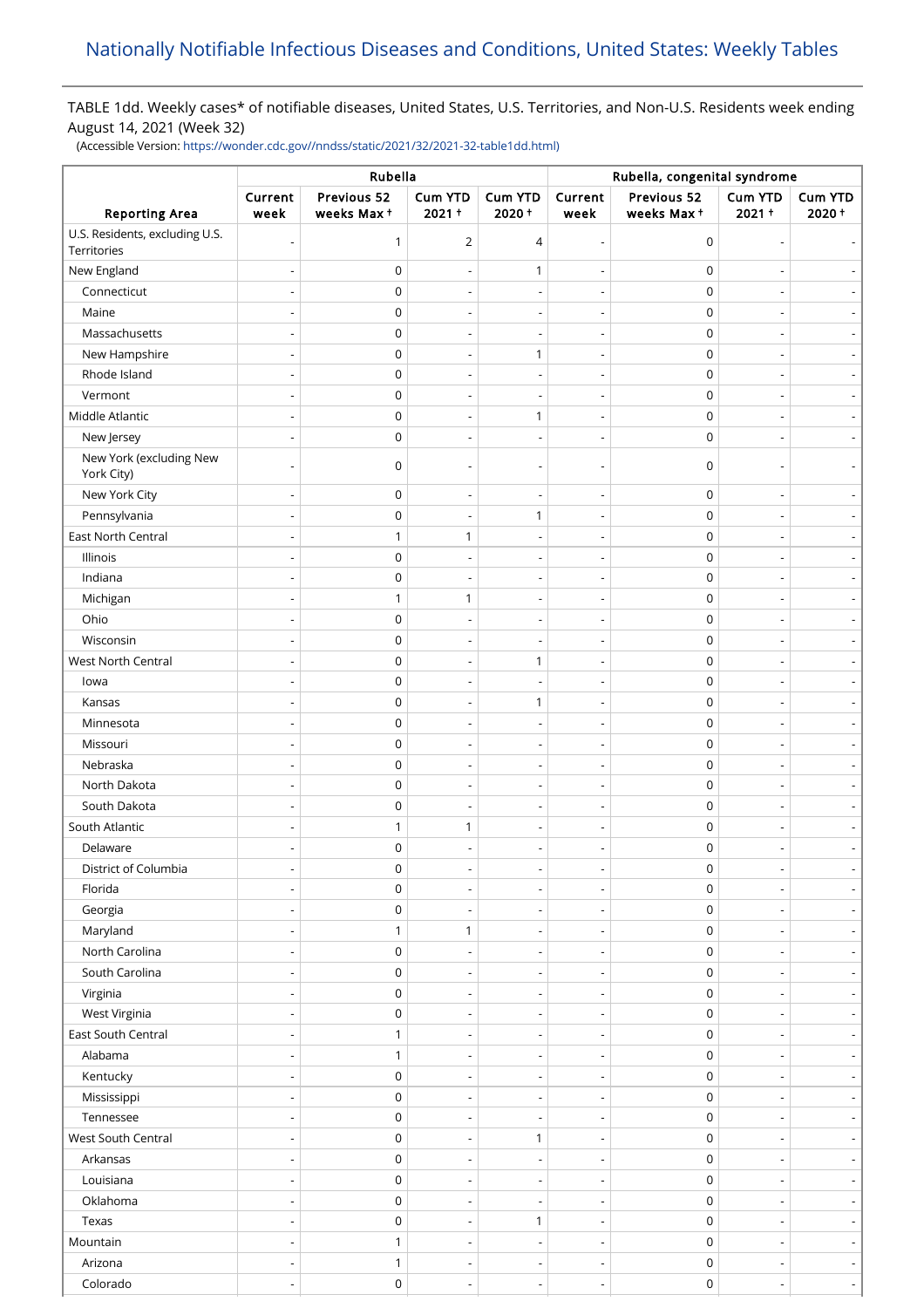# Nationally Notifiable Infectious Diseases and Conditions, United States: Weekly Tables

TABLE 1dd. Weekly cases* of notifiable diseases, United States, U.S. Territories, and Non-U.S. Residents week ending August 14, 2021 (Week 32)

(Accessible Version: https://wonder.cdc.gov//nndss/static/2021/32/2021-32-table1dd.html)

| Reporting Area | Rubella | | | | Rubella, congenital syndrome | | | |
|---|---|---|---|---|---|---|---|---|
| | Current week | Previous 52 weeks Max † | Cum YTD 2021 † | Cum YTD 2020 † | Current week | Previous 52 weeks Max † | Cum YTD 2021 † | Cum YTD 2020 † |
| U.S. Residents, excluding U.S. Territories | - | 1 | 2 | 4 | - | 0 | - | - |
| New England | - | 0 | - | 1 | - | 0 | - | - |
| Connecticut | - | 0 | - | - | - | 0 | - | - |
| Maine | - | 0 | - | - | - | 0 | - | - |
| Massachusetts | - | 0 | - | - | - | 0 | - | - |
| New Hampshire | - | 0 | - | 1 | - | 0 | - | - |
| Rhode Island | - | 0 | - | - | - | 0 | - | - |
| Vermont | - | 0 | - | - | - | 0 | - | - |
| Middle Atlantic | - | 0 | - | 1 | - | 0 | - | - |
| New Jersey | - | 0 | - | - | - | 0 | - | - |
| New York (excluding New York City) | - | 0 | - | - | - | 0 | - | - |
| New York City | - | 0 | - | - | - | 0 | - | - |
| Pennsylvania | - | 0 | - | 1 | - | 0 | - | - |
| East North Central | - | 1 | 1 | - | - | 0 | - | - |
| Illinois | - | 0 | - | - | - | 0 | - | - |
| Indiana | - | 0 | - | - | - | 0 | - | - |
| Michigan | - | 1 | 1 | - | - | 0 | - | - |
| Ohio | - | 0 | - | - | - | 0 | - | - |
| Wisconsin | - | 0 | - | - | - | 0 | - | - |
| West North Central | - | 0 | - | 1 | - | 0 | - | - |
| Iowa | - | 0 | - | - | - | 0 | - | - |
| Kansas | - | 0 | - | 1 | - | 0 | - | - |
| Minnesota | - | 0 | - | - | - | 0 | - | - |
| Missouri | - | 0 | - | - | - | 0 | - | - |
| Nebraska | - | 0 | - | - | - | 0 | - | - |
| North Dakota | - | 0 | - | - | - | 0 | - | - |
| South Dakota | - | 0 | - | - | - | 0 | - | - |
| South Atlantic | - | 1 | 1 | - | - | 0 | - | - |
| Delaware | - | 0 | - | - | - | 0 | - | - |
| District of Columbia | - | 0 | - | - | - | 0 | - | - |
| Florida | - | 0 | - | - | - | 0 | - | - |
| Georgia | - | 0 | - | - | - | 0 | - | - |
| Maryland | - | 1 | 1 | - | - | 0 | - | - |
| North Carolina | - | 0 | - | - | - | 0 | - | - |
| South Carolina | - | 0 | - | - | - | 0 | - | - |
| Virginia | - | 0 | - | - | - | 0 | - | - |
| West Virginia | - | 0 | - | - | - | 0 | - | - |
| East South Central | - | 1 | - | - | - | 0 | - | - |
| Alabama | - | 1 | - | - | - | 0 | - | - |
| Kentucky | - | 0 | - | - | - | 0 | - | - |
| Mississippi | - | 0 | - | - | - | 0 | - | - |
| Tennessee | - | 0 | - | - | - | 0 | - | - |
| West South Central | - | 0 | - | 1 | - | 0 | - | - |
| Arkansas | - | 0 | - | - | - | 0 | - | - |
| Louisiana | - | 0 | - | - | - | 0 | - | - |
| Oklahoma | - | 0 | - | - | - | 0 | - | - |
| Texas | - | 0 | - | 1 | - | 0 | - | - |
| Mountain | - | 1 | - | - | - | 0 | - | - |
| Arizona | - | 1 | - | - | - | 0 | - | - |
| Colorado | - | 0 | - | - | - | 0 | - | - |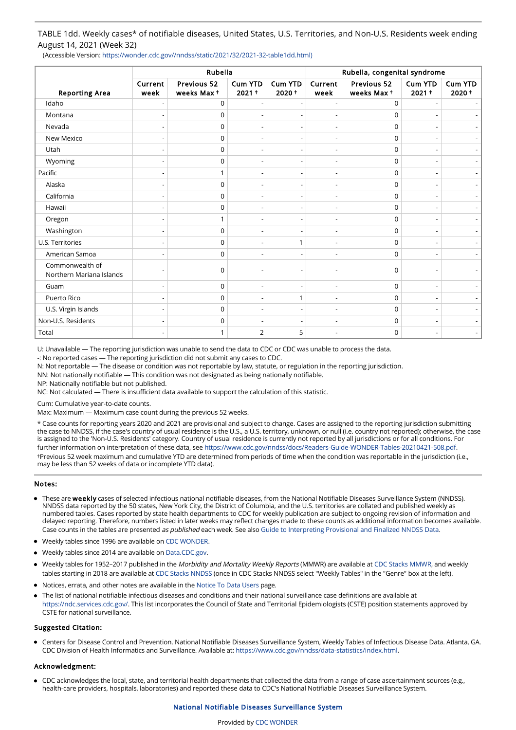TABLE 1dd. Weekly cases* of notifiable diseases, United States, U.S. Territories, and Non-U.S. Residents week ending August 14, 2021 (Week 32)

(Accessible Version: https://wonder.cdc.gov//nndss/static/2021/32/2021-32-table1dd.html)

| Reporting Area | Rubella | | | | Rubella, congenital syndrome | | | |
|---|---|---|---|---|---|---|---|---|
| | Current week | Previous 52 weeks Max † | Cum YTD 2021 † | Cum YTD 2020 † | Current week | Previous 52 weeks Max † | Cum YTD 2021 † | Cum YTD 2020 † |
| Idaho | - | 0 | - | - | - | 0 | - | - |
| Montana | - | 0 | - | - | - | 0 | - | - |
| Nevada | - | 0 | - | - | - | 0 | - | - |
| New Mexico | - | 0 | - | - | - | 0 | - | - |
| Utah | - | 0 | - | - | - | 0 | - | - |
| Wyoming | - | 0 | - | - | - | 0 | - | - |
| Pacific | - | 1 | - | - | - | 0 | - | - |
| Alaska | - | 0 | - | - | - | 0 | - | - |
| California | - | 0 | - | - | - | 0 | - | - |
| Hawaii | - | 0 | - | - | - | 0 | - | - |
| Oregon | - | 1 | - | - | - | 0 | - | - |
| Washington | - | 0 | - | - | - | 0 | - | - |
| U.S. Territories | - | 0 | - | 1 | - | 0 | - | - |
| American Samoa | - | 0 | - | - | - | 0 | - | - |
| Commonwealth of Northern Mariana Islands | - | 0 | - | - | - | 0 | - | - |
| Guam | - | 0 | - | - | - | 0 | - | - |
| Puerto Rico | - | 0 | - | 1 | - | 0 | - | - |
| U.S. Virgin Islands | - | 0 | - | - | - | 0 | - | - |
| Non-U.S. Residents | - | 0 | - | - | - | 0 | - | - |
| Total | - | 1 | 2 | 5 | - | 0 | - | - |

U: Unavailable — The reporting jurisdiction was unable to send the data to CDC or CDC was unable to process the data.

-: No reported cases — The reporting jurisdiction did not submit any cases to CDC.

N: Not reportable — The disease or condition was not reportable by law, statute, or regulation in the reporting jurisdiction.

NN: Not nationally notifiable — This condition was not designated as being nationally notifiable.

NP: Nationally notifiable but not published.

NC: Not calculated — There is insufficient data available to support the calculation of this statistic.

Cum: Cumulative year-to-date counts.

Max: Maximum — Maximum case count during the previous 52 weeks.

* Case counts for reporting years 2020 and 2021 are provisional and subject to change. Cases are assigned to the reporting jurisdiction submitting the case to NNDSS, if the case's country of usual residence is the U.S., a U.S. territory, unknown, or null (i.e. country not reported); otherwise, the case is assigned to the 'Non-U.S. Residents' category. Country of usual residence is currently not reported by all jurisdictions or for all conditions. For further information on interpretation of these data, see https://www.cdc.gov/nndss/docs/Readers-Guide-WONDER-Tables-20210421-508.pdf.

†Previous 52 week maximum and cumulative YTD are determined from periods of time when the condition was reportable in the jurisdiction (i.e., may be less than 52 weeks of data or incomplete YTD data).

### Notes:

- These are **weekly** cases of selected infectious national notifiable diseases, from the National Notifiable Diseases Surveillance System (NNDSS). NNDSS data reported by the 50 states, New York City, the District of Columbia, and the U.S. territories are collated and published weekly as numbered tables. Cases reported by state health departments to CDC for weekly publication are subject to ongoing revision of information and delayed reporting. Therefore, numbers listed in later weeks may reflect changes made to these counts as additional information becomes available. Case counts in the tables are presented *as published* each week. See also Guide to Interpreting Provisional and Finalized NNDSS Data.
- Weekly tables since 1996 are available on CDC WONDER.
- Weekly tables since 2014 are available on Data.CDC.gov.
- Weekly tables for 1952–2017 published in the *Morbidity and Mortality Weekly Reports* (MMWR) are available at CDC Stacks MMWR, and weekly tables starting in 2018 are available at CDC Stacks NNDSS (once in CDC Stacks NNDSS select "Weekly Tables" in the "Genre" box at the left).
- Notices, errata, and other notes are available in the Notice To Data Users page.
- The list of national notifiable infectious diseases and conditions and their national surveillance case definitions are available at https://ndc.services.cdc.gov/. This list incorporates the Council of State and Territorial Epidemiologists (CSTE) position statements approved by CSTE for national surveillance.

### Suggested Citation:

- Centers for Disease Control and Prevention. National Notifiable Diseases Surveillance System, Weekly Tables of Infectious Disease Data. Atlanta, GA. CDC Division of Health Informatics and Surveillance. Available at: https://www.cdc.gov/nndss/data-statistics/index.html.

### Acknowledgment:

- CDC acknowledges the local, state, and territorial health departments that collected the data from a range of case ascertainment sources (e.g., health-care providers, hospitals, laboratories) and reported these data to CDC's National Notifiable Diseases Surveillance System.

National Notifiable Diseases Surveillance System

Provided by CDC WONDER